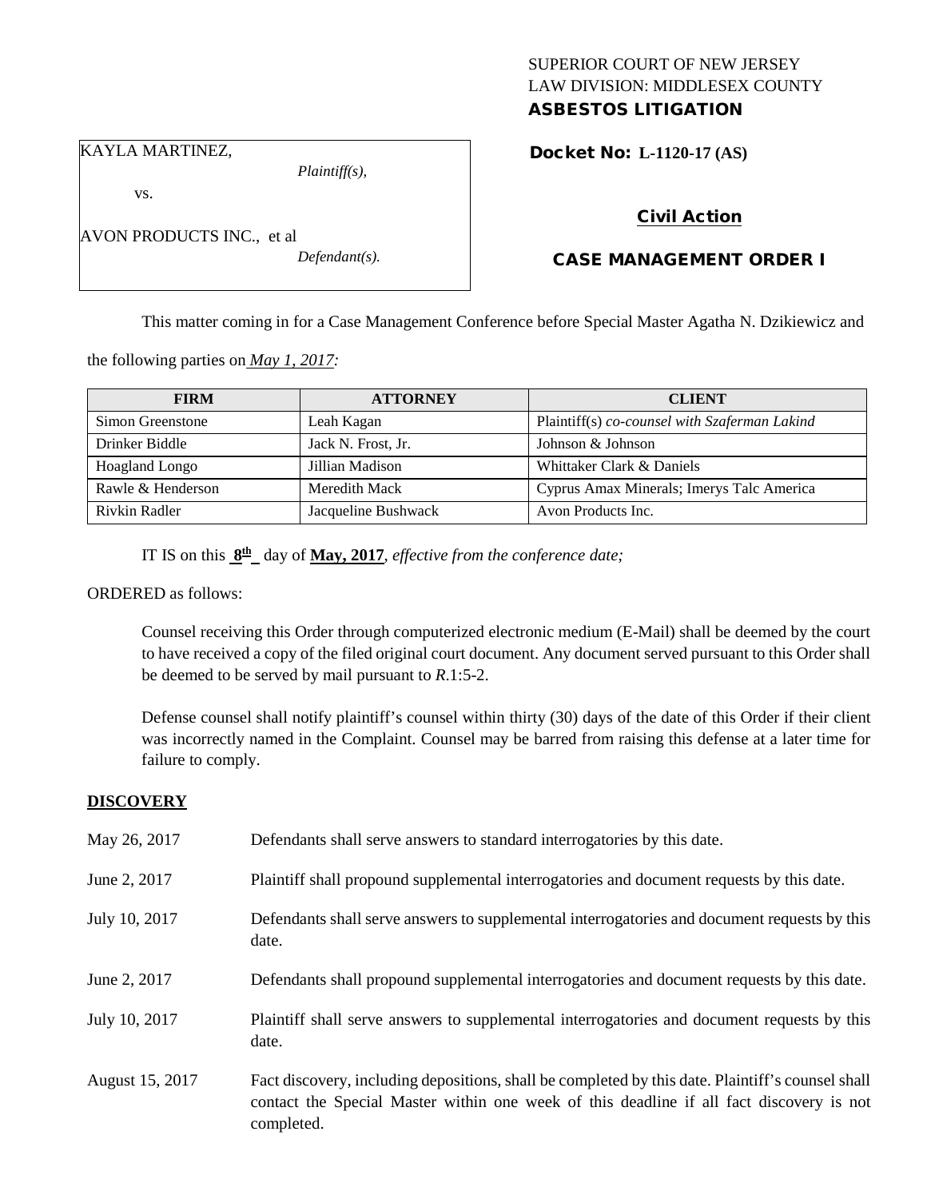SUPERIOR COURT OF NEW JERSEY
LAW DIVISION: MIDDLESEX COUNTY
**ASBESTOS LITIGATION**

KAYLA MARTINEZ,
*Plaintiff(s),*

vs.

AVON PRODUCTS INC., et al
*Defendant(s).*

**Docket No: L-1120-17 (AS)**

**Civil Action**

**CASE MANAGEMENT ORDER I**

This matter coming in for a Case Management Conference before Special Master Agatha N. Dzikiewicz and the following parties on *May 1, 2017:*

| FIRM | ATTORNEY | CLIENT |
|---|---|---|
| Simon Greenstone | Leah Kagan | Plaintiff(s) *co-counsel with Szaferman Lakind* |
| Drinker Biddle | Jack N. Frost, Jr. | Johnson & Johnson |
| Hoagland Longo | Jillian Madison | Whittaker Clark & Daniels |
| Rawle & Henderson | Meredith Mack | Cyprus Amax Minerals; Imerys Talc America |
| Rivkin Radler | Jacqueline Bushwack | Avon Products Inc. |

IT IS on this **8th** day of **May, 2017**, *effective from the conference date;*

ORDERED as follows:

Counsel receiving this Order through computerized electronic medium (E-Mail) shall be deemed by the court to have received a copy of the filed original court document. Any document served pursuant to this Order shall be deemed to be served by mail pursuant to *R*.1:5-2.

Defense counsel shall notify plaintiff's counsel within thirty (30) days of the date of this Order if their client was incorrectly named in the Complaint. Counsel may be barred from raising this defense at a later time for failure to comply.

## DISCOVERY

May 26, 2017 — Defendants shall serve answers to standard interrogatories by this date.

June 2, 2017 — Plaintiff shall propound supplemental interrogatories and document requests by this date.

July 10, 2017 — Defendants shall serve answers to supplemental interrogatories and document requests by this date.

June 2, 2017 — Defendants shall propound supplemental interrogatories and document requests by this date.

July 10, 2017 — Plaintiff shall serve answers to supplemental interrogatories and document requests by this date.

August 15, 2017 — Fact discovery, including depositions, shall be completed by this date. Plaintiff's counsel shall contact the Special Master within one week of this deadline if all fact discovery is not completed.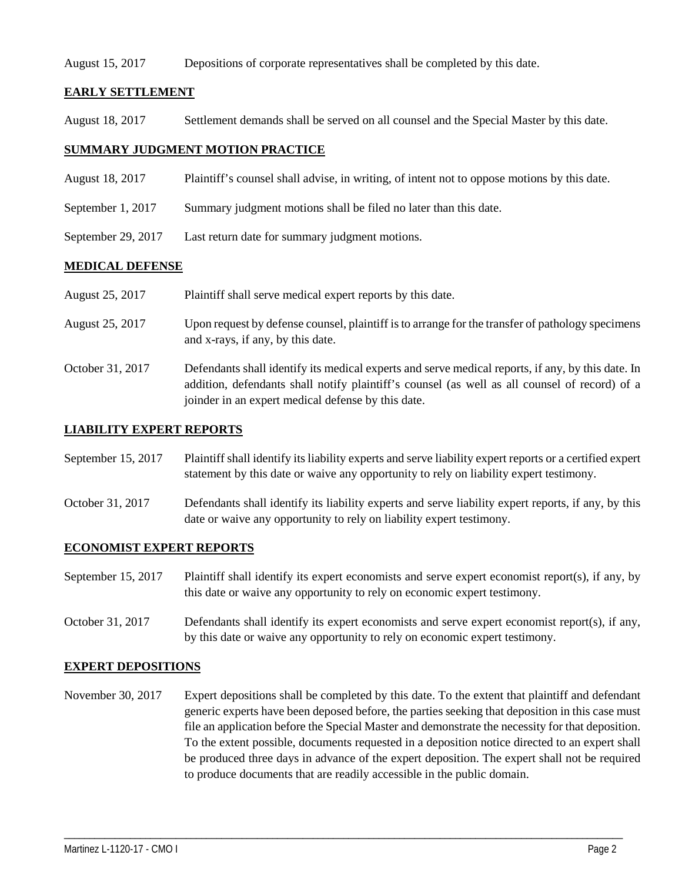August 15, 2017 Depositions of corporate representatives shall be completed by this date.

**EARLY SETTLEMENT**

August 18, 2017 Settlement demands shall be served on all counsel and the Special Master by this date.

**SUMMARY JUDGMENT MOTION PRACTICE**

August 18, 2017 Plaintiff's counsel shall advise, in writing, of intent not to oppose motions by this date.

September 1, 2017 Summary judgment motions shall be filed no later than this date.

September 29, 2017 Last return date for summary judgment motions.

**MEDICAL DEFENSE**

August 25, 2017 Plaintiff shall serve medical expert reports by this date.

August 25, 2017 Upon request by defense counsel, plaintiff is to arrange for the transfer of pathology specimens and x-rays, if any, by this date.

October 31, 2017 Defendants shall identify its medical experts and serve medical reports, if any, by this date. In addition, defendants shall notify plaintiff's counsel (as well as all counsel of record) of a joinder in an expert medical defense by this date.

**LIABILITY EXPERT REPORTS**

September 15, 2017 Plaintiff shall identify its liability experts and serve liability expert reports or a certified expert statement by this date or waive any opportunity to rely on liability expert testimony.

October 31, 2017 Defendants shall identify its liability experts and serve liability expert reports, if any, by this date or waive any opportunity to rely on liability expert testimony.

**ECONOMIST EXPERT REPORTS**

September 15, 2017 Plaintiff shall identify its expert economists and serve expert economist report(s), if any, by this date or waive any opportunity to rely on economic expert testimony.

October 31, 2017 Defendants shall identify its expert economists and serve expert economist report(s), if any, by this date or waive any opportunity to rely on economic expert testimony.

**EXPERT DEPOSITIONS**

November 30, 2017 Expert depositions shall be completed by this date. To the extent that plaintiff and defendant generic experts have been deposed before, the parties seeking that deposition in this case must file an application before the Special Master and demonstrate the necessity for that deposition. To the extent possible, documents requested in a deposition notice directed to an expert shall be produced three days in advance of the expert deposition. The expert shall not be required to produce documents that are readily accessible in the public domain.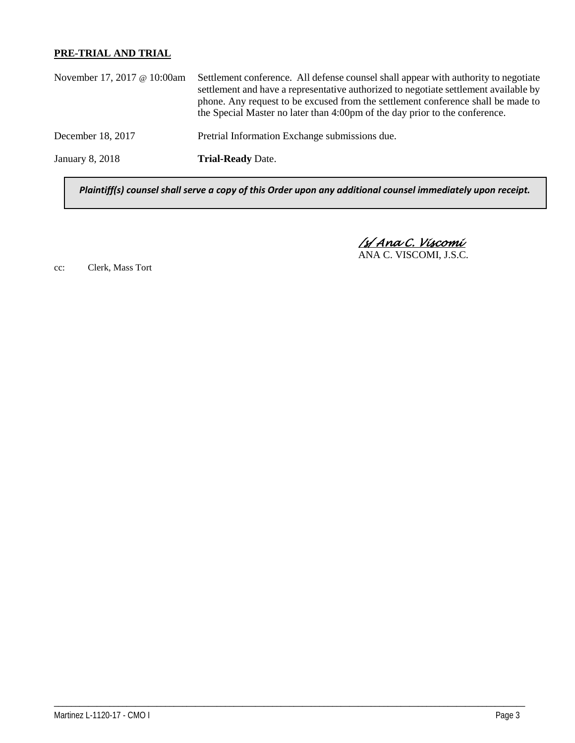**PRE-TRIAL AND TRIAL**

| | |
|---|---|
| November 17, 2017 @ 10:00am | Settlement conference. All defense counsel shall appear with authority to negotiate settlement and have a representative authorized to negotiate settlement available by phone. Any request to be excused from the settlement conference shall be made to the Special Master no later than 4:00pm of the day prior to the conference. |
| December 18, 2017 | Pretrial Information Exchange submissions due. |
| January 8, 2018 | **Trial-Ready** Date. |

***Plaintiff(s) counsel shall serve a copy of this Order upon any additional counsel immediately upon receipt.***

*/s/ Ana C. Viscomi*
ANA C. VISCOMI, J.S.C.

cc: Clerk, Mass Tort